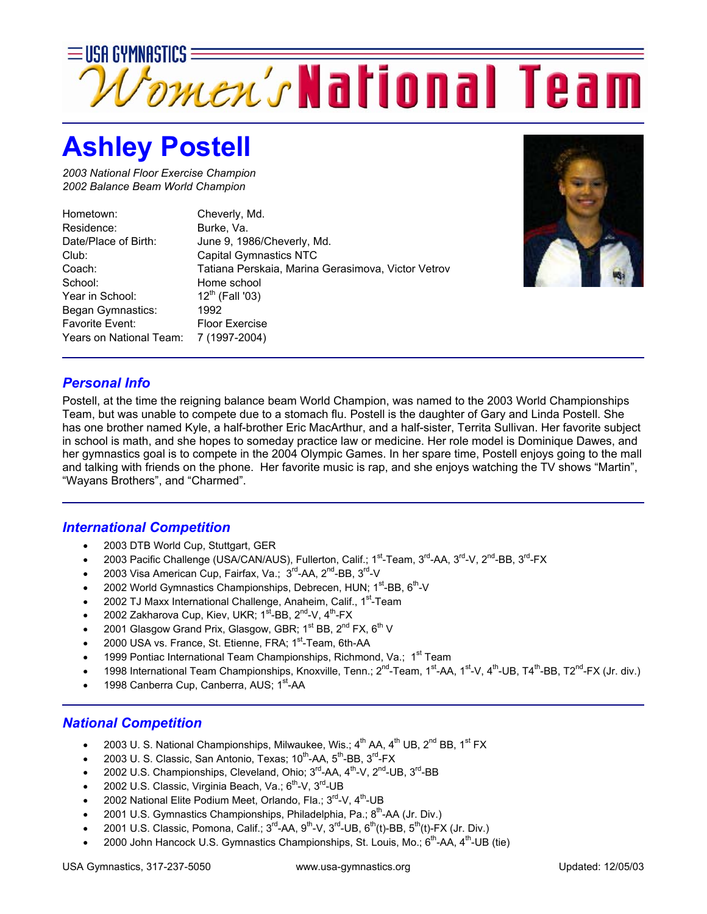USA GYMNASTICS Women's National Team

# Ashley Postell

*2003 National Floor Exercise Champion*
*2002 Balance Beam World Champion*

| | |
|---|---|
| Hometown: | Cheverly, Md. |
| Residence: | Burke, Va. |
| Date/Place of Birth: | June 9, 1986/Cheverly, Md. |
| Club: | Capital Gymnastics NTC |
| Coach: | Tatiana Perskaia, Marina Gerasimova, Victor Vetrov |
| School: | Home school |
| Year in School: | 12th (Fall '03) |
| Began Gymnastics: | 1992 |
| Favorite Event: | Floor Exercise |
| Years on National Team: | 7 (1997-2004) |

## *Personal Info*

Postell, at the time the reigning balance beam World Champion, was named to the 2003 World Championships Team, but was unable to compete due to a stomach flu. Postell is the daughter of Gary and Linda Postell. She has one brother named Kyle, a half-brother Eric MacArthur, and a half-sister, Territa Sullivan. Her favorite subject in school is math, and she hopes to someday practice law or medicine. Her role model is Dominique Dawes, and her gymnastics goal is to compete in the 2004 Olympic Games. In her spare time, Postell enjoys going to the mall and talking with friends on the phone. Her favorite music is rap, and she enjoys watching the TV shows "Martin", "Wayans Brothers", and "Charmed".

## *International Competition*

- 2003 DTB World Cup, Stuttgart, GER
- 2003 Pacific Challenge (USA/CAN/AUS), Fullerton, Calif.; 1st-Team, 3rd-AA, 3rd-V, 2nd-BB, 3rd-FX
- 2003 Visa American Cup, Fairfax, Va.; 3rd-AA, 2nd-BB, 3rd-V
- 2002 World Gymnastics Championships, Debrecen, HUN; 1st-BB, 6th-V
- 2002 TJ Maxx International Challenge, Anaheim, Calif., 1st-Team
- 2002 Zakharova Cup, Kiev, UKR; 1st-BB, 2nd-V, 4th-FX
- 2001 Glasgow Grand Prix, Glasgow, GBR; 1st BB, 2nd FX, 6th V
- 2000 USA vs. France, St. Etienne, FRA; 1st-Team, 6th-AA
- 1999 Pontiac International Team Championships, Richmond, Va.; 1st Team
- 1998 International Team Championships, Knoxville, Tenn.; 2nd-Team, 1st-AA, 1st-V, 4th-UB, T4th-BB, T2nd-FX (Jr. div.)
- 1998 Canberra Cup, Canberra, AUS; 1st-AA

## *National Competition*

- 2003 U. S. National Championships, Milwaukee, Wis.; 4th AA, 4th UB, 2nd BB, 1st FX
- 2003 U. S. Classic, San Antonio, Texas; 10th-AA, 5th-BB, 3rd-FX
- 2002 U.S. Championships, Cleveland, Ohio; 3rd-AA, 4th-V, 2nd-UB, 3rd-BB
- 2002 U.S. Classic, Virginia Beach, Va.; 6th-V, 3rd-UB
- 2002 National Elite Podium Meet, Orlando, Fla.; 3rd-V, 4th-UB
- 2001 U.S. Gymnastics Championships, Philadelphia, Pa.; 8th-AA (Jr. Div.)
- 2001 U.S. Classic, Pomona, Calif.; 3rd-AA, 9th-V, 3rd-UB, 6th(t)-BB, 5th(t)-FX (Jr. Div.)
- 2000 John Hancock U.S. Gymnastics Championships, St. Louis, Mo.; 6th-AA, 4th-UB (tie)

USA Gymnastics, 317-237-5050 www.usa-gymnastics.org Updated: 12/05/03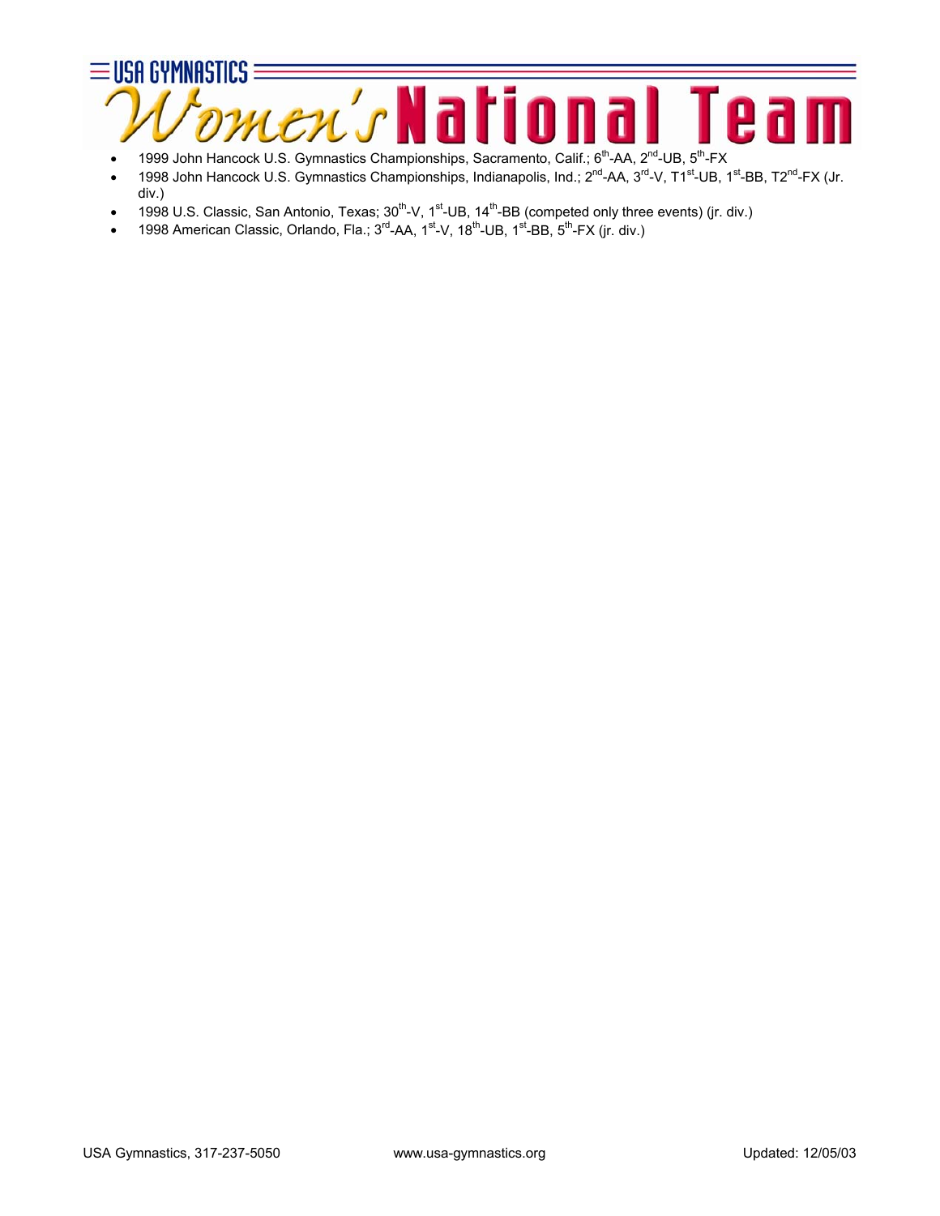- 1999 John Hancock U.S. Gymnastics Championships, Sacramento, Calif.; 6th-AA, 2nd-UB, 5th-FX
- 1998 John Hancock U.S. Gymnastics Championships, Indianapolis, Ind.; 2nd-AA, 3rd-V, T1st-UB, 1st-BB, T2nd-FX (Jr. div.)
- 1998 U.S. Classic, San Antonio, Texas; 30th-V, 1st-UB, 14th-BB (competed only three events) (jr. div.)
- 1998 American Classic, Orlando, Fla.; 3rd-AA, 1st-V, 18th-UB, 1st-BB, 5th-FX (jr. div.)